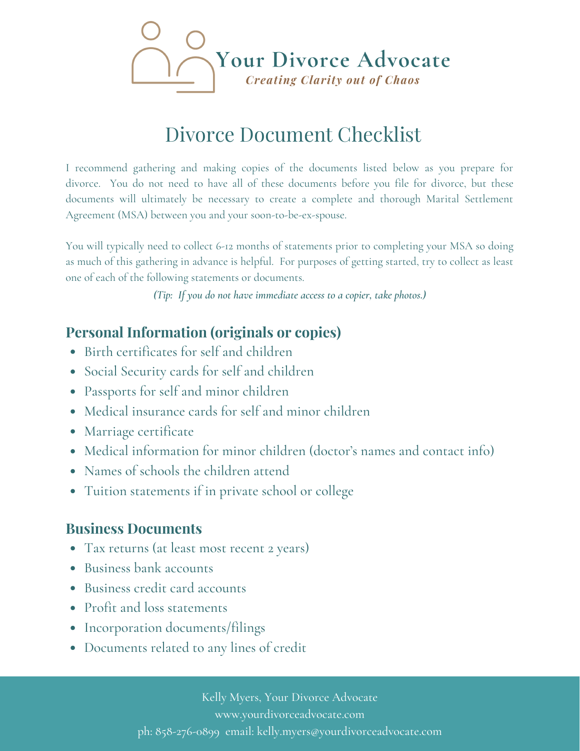# Your Divorce Advocate

*Creating Clarity out of Chaos*

## Divorce Document Checklist

I recommend gathering and making copies of the documents listed below as you prepare for divorce. You do not need to have all of these documents before you file for divorce, but these documents will ultimately be necessary to create a complete and thorough Marital Settlement Agreement (MSA) between you and your soon-to-be-ex-spouse.

You will typically need to collect 6-12 months of statements prior to completing your MSA so doing as much of this gathering in advance is helpful. For purposes of getting started, try to collect as least one of each of the following statements or documents.

***(Tip: If you do not have immediate access to a copier, take photos.)***

### Personal Information (originals or copies)

- Birth certificates for self and children
- Social Security cards for self and children
- Passports for self and minor children
- Medical insurance cards for self and minor children
- Marriage certificate
- Medical information for minor children (doctor's names and contact info)
- Names of schools the children attend
- Tuition statements if in private school or college

### Business Documents

- Tax returns (at least most recent 2 years)
- Business bank accounts
- Business credit card accounts
- Profit and loss statements
- Incorporation documents/filings
- Documents related to any lines of credit

Kelly Myers, Your Divorce Advocate
www.yourdivorceadvocate.com
ph: 858-276-0899 email: kelly.myers@yourdivorceadvocate.com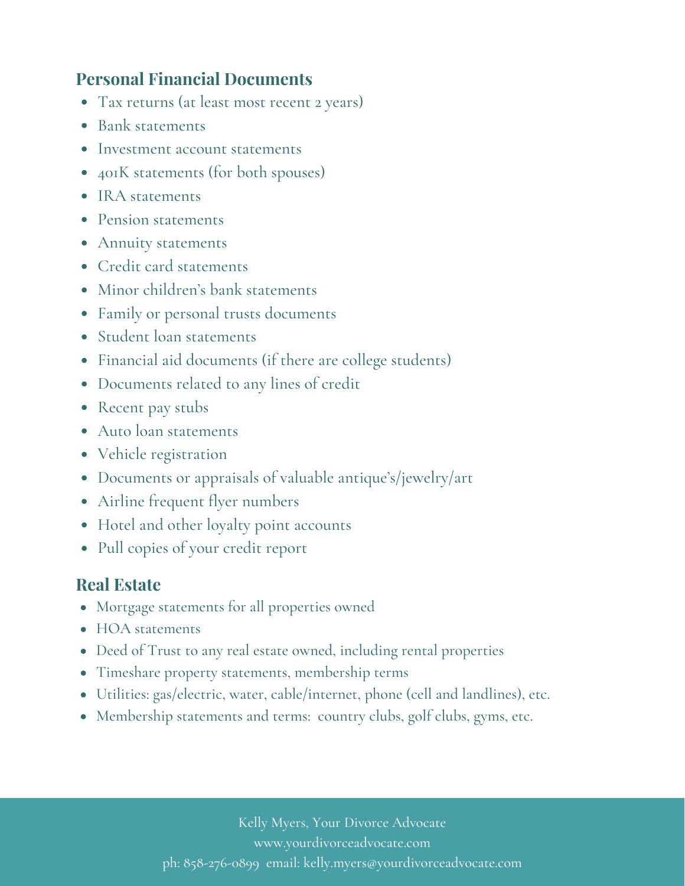## Personal Financial Documents

- Tax returns (at least most recent 2 years)
- Bank statements
- Investment account statements
- 401K statements (for both spouses)
- IRA statements
- Pension statements
- Annuity statements
- Credit card statements
- Minor children's bank statements
- Family or personal trusts documents
- Student loan statements
- Financial aid documents (if there are college students)
- Documents related to any lines of credit
- Recent pay stubs
- Auto loan statements
- Vehicle registration
- Documents or appraisals of valuable antique's/jewelry/art
- Airline frequent flyer numbers
- Hotel and other loyalty point accounts
- Pull copies of your credit report

## Real Estate

- Mortgage statements for all properties owned
- HOA statements
- Deed of Trust to any real estate owned, including rental properties
- Timeshare property statements, membership terms
- Utilities: gas/electric, water, cable/internet, phone (cell and landlines), etc.
- Membership statements and terms: country clubs, golf clubs, gyms, etc.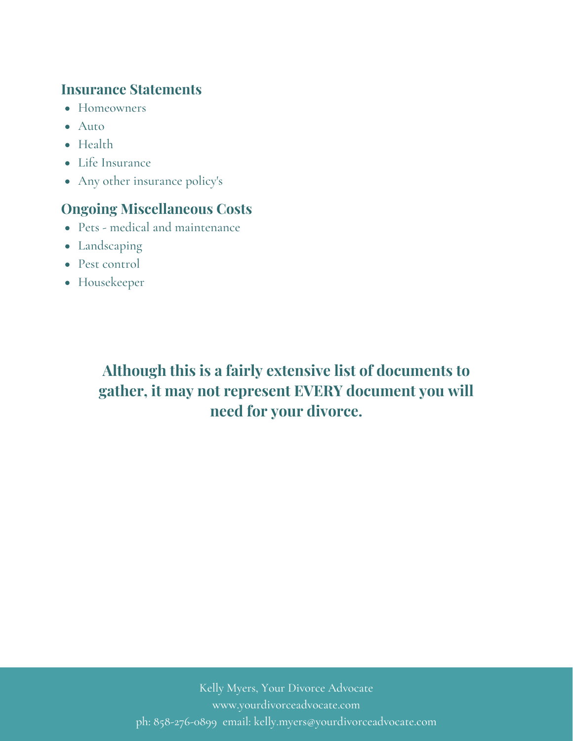### Insurance Statements

- Homeowners
- Auto
- Health
- Life Insurance
- Any other insurance policy's

### Ongoing Miscellaneous Costs

- Pets - medical and maintenance
- Landscaping
- Pest control
- Housekeeper

**Although this is a fairly extensive list of documents to gather, it may not represent EVERY document you will need for your divorce.**

Kelly Myers, Your Divorce Advocate
www.yourdivorceadvocate.com
ph: 858-276-0899 email: kelly.myers@yourdivorceadvocate.com